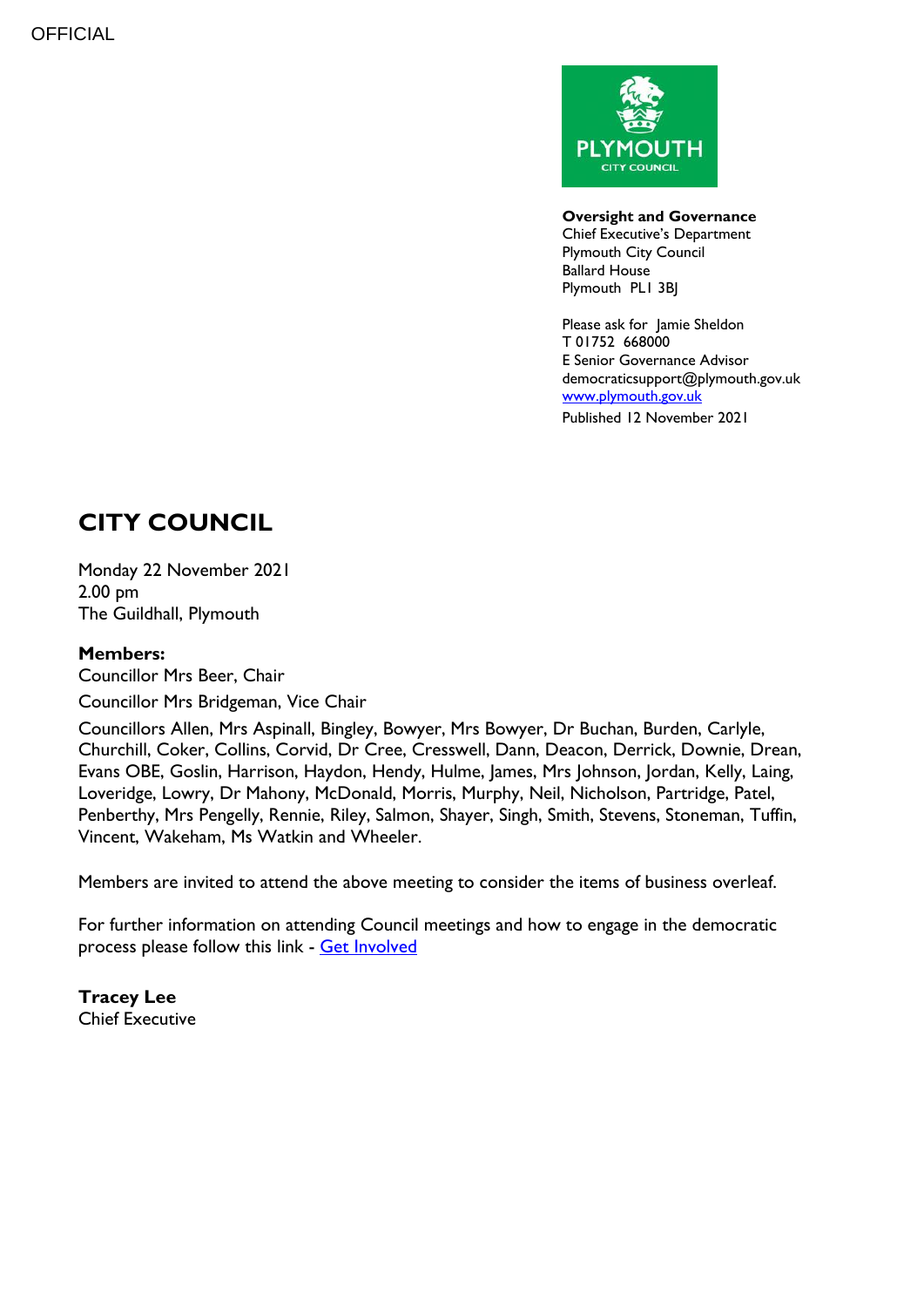OFFICIAL

**Oversight and Governance**
Chief Executive's Department
Plymouth City Council
Ballard House
Plymouth PL1 3BJ

Please ask for Jamie Sheldon
T 01752 668000
E Senior Governance Advisor
democraticsupport@plymouth.gov.uk
[www.plymouth.gov.uk](http://www.plymouth.gov.uk)
Published 12 November 2021

# CITY COUNCIL

Monday 22 November 2021
2.00 pm
The Guildhall, Plymouth

**Members:**

Councillor Mrs Beer, Chair

Councillor Mrs Bridgeman, Vice Chair

Councillors Allen, Mrs Aspinall, Bingley, Bowyer, Mrs Bowyer, Dr Buchan, Burden, Carlyle, Churchill, Coker, Collins, Corvid, Dr Cree, Cresswell, Dann, Deacon, Derrick, Downie, Drean, Evans OBE, Goslin, Harrison, Haydon, Hendy, Hulme, James, Mrs Johnson, Jordan, Kelly, Laing, Loveridge, Lowry, Dr Mahony, McDonald, Morris, Murphy, Neil, Nicholson, Partridge, Patel, Penberthy, Mrs Pengelly, Rennie, Riley, Salmon, Shayer, Singh, Smith, Stevens, Stoneman, Tuffin, Vincent, Wakeham, Ms Watkin and Wheeler.

Members are invited to attend the above meeting to consider the items of business overleaf.

For further information on attending Council meetings and how to engage in the democratic process please follow this link - [Get Involved]

**Tracey Lee**
Chief Executive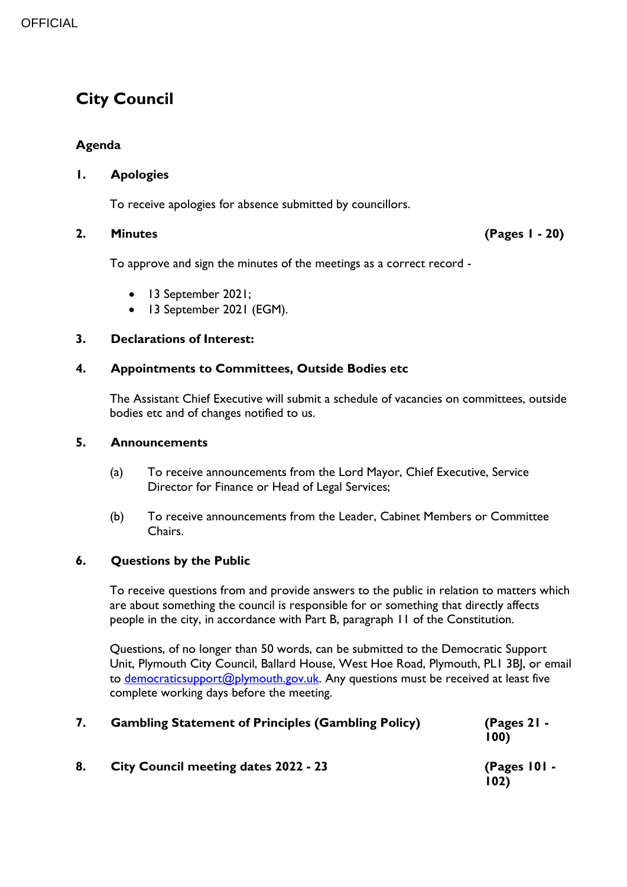OFFICIAL

# City Council

## Agenda

### 1. Apologies

To receive apologies for absence submitted by councillors.

### 2. Minutes (Pages 1 - 20)

To approve and sign the minutes of the meetings as a correct record -

- 13 September 2021;
- 13 September 2021 (EGM).

### 3. Declarations of Interest:

### 4. Appointments to Committees, Outside Bodies etc

The Assistant Chief Executive will submit a schedule of vacancies on committees, outside bodies etc and of changes notified to us.

### 5. Announcements

(a) To receive announcements from the Lord Mayor, Chief Executive, Service Director for Finance or Head of Legal Services;

(b) To receive announcements from the Leader, Cabinet Members or Committee Chairs.

### 6. Questions by the Public

To receive questions from and provide answers to the public in relation to matters which are about something the council is responsible for or something that directly affects people in the city, in accordance with Part B, paragraph 11 of the Constitution.

Questions, of no longer than 50 words, can be submitted to the Democratic Support Unit, Plymouth City Council, Ballard House, West Hoe Road, Plymouth, PL1 3BJ, or email to democraticsupport@plymouth.gov.uk. Any questions must be received at least five complete working days before the meeting.

### 7. Gambling Statement of Principles (Gambling Policy) (Pages 21 - 100)

### 8. City Council meeting dates 2022 - 23 (Pages 101 - 102)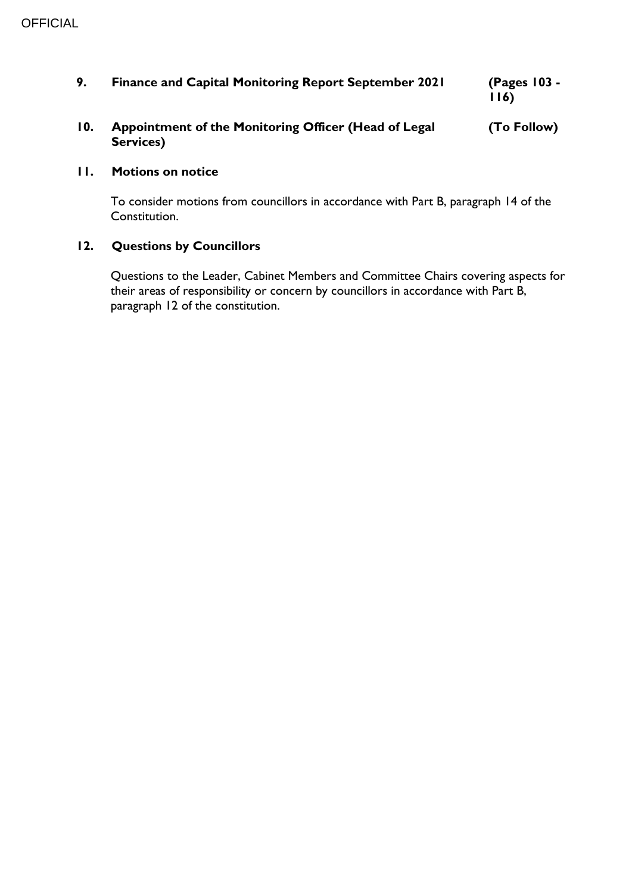**9. Finance and Capital Monitoring Report September 2021** **(Pages 103 - 116)**

**10. Appointment of the Monitoring Officer (Head of Legal Services)** **(To Follow)**

**11. Motions on notice**

To consider motions from councillors in accordance with Part B, paragraph 14 of the Constitution.

**12. Questions by Councillors**

Questions to the Leader, Cabinet Members and Committee Chairs covering aspects for their areas of responsibility or concern by councillors in accordance with Part B, paragraph 12 of the constitution.